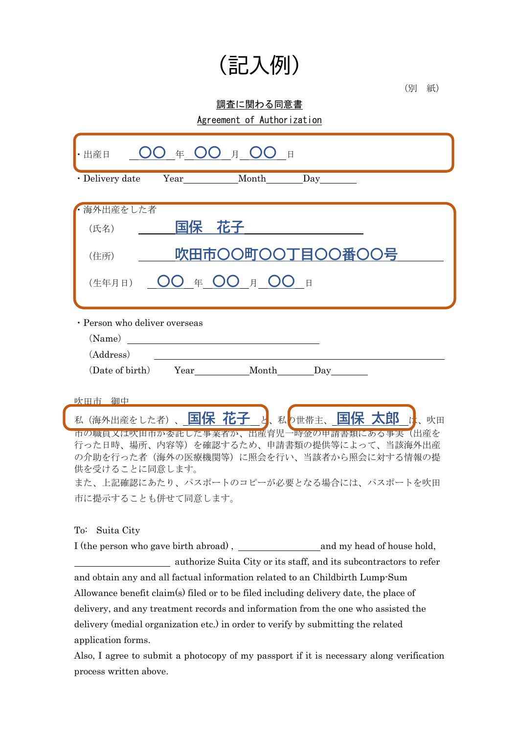# （記入例）

（別　紙）

**調査に関わる同意書**

**Agreement of Authorization**

・出産日　＿〇〇＿年＿〇〇＿月＿〇〇＿日

・Delivery date　Year＿＿＿＿Month＿＿＿＿Day＿＿＿＿

・海外出産をした者

（氏名）＿＿国保　花子＿＿＿＿

（住所）＿＿吹田市〇〇町〇〇丁目〇〇番〇〇号＿＿

（生年月日）＿〇〇＿年＿〇〇＿月＿〇〇＿日

・Person who deliver overseas

(Name) ＿＿＿＿＿＿＿＿

(Address) ＿＿＿＿＿＿＿＿

(Date of birth)　Year＿＿＿＿Month＿＿＿＿Day＿＿＿＿

吹田市　御中

私（海外出産をした者）、＿国保　花子＿と、私の世帯主、＿国保　太郎＿は、吹田市の職員又は吹田市が委託した事業者が、出産育児一時金の申請書類にある事実（出産を行った日時、場所、内容等）を確認するため、申請書類の提供等によって、当該海外出産の介助を行った者（海外の医療機関等）に照会を行い、当該者から照会に対する情報の提供を受けることに同意します。

また、上記確認にあたり、パスポートのコピーが必要となる場合には、パスポートを吹田市に提示することも併せて同意します。

To:　Suita City

I (the person who gave birth abroad) , ＿＿＿＿＿＿＿＿and my head of house hold, ＿＿＿＿＿＿＿＿ authorize Suita City or its staff, and its subcontractors to refer and obtain any and all factual information related to an Childbirth Lump-Sum Allowance benefit claim(s) filed or to be filed including delivery date, the place of delivery, and any treatment records and information from the one who assisted the delivery (medial organization etc.) in order to verify by submitting the related application forms.

Also, I agree to submit a photocopy of my passport if it is necessary along verification process written above.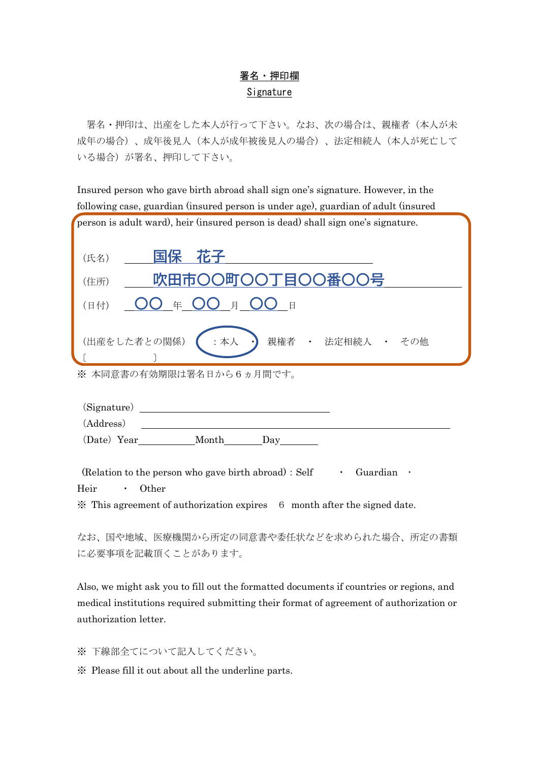## 署名・押印欄

## Signature

署名・押印は、出産をした本人が行って下さい。なお、次の場合は、親権者（本人が未成年の場合）、成年後見人（本人が成年被後見人の場合）、法定相続人（本人が死亡している場合）が署名、押印して下さい。

Insured person who gave birth abroad shall sign one's signature. However, in the following case, guardian (insured person is under age), guardian of adult (insured person is adult ward), heir (insured person is dead) shall sign one's signature.

（氏名） 国保　花子

（住所） 吹田市〇〇町〇〇丁目〇〇番〇〇号

（日付） 〇〇 年 〇〇 月 〇〇 日

（出産をした者との関係）：本人 ・ 親権者 ・ 法定相続人 ・ その他〔　　　　　〕

※ 本同意書の有効期限は署名日から６ヵ月間です。

(Signature) ______________________

(Address) ______________________

(Date) Year________ Month________ Day________

(Relation to the person who gave birth abroad) : Self ・ Guardian ・ Heir ・ Other

※ This agreement of authorization expires 6 month after the signed date.

なお、国や地域、医療機関から所定の同意書や委任状などを求められた場合、所定の書類に必要事項を記載頂くことがあります。

Also, we might ask you to fill out the formatted documents if countries or regions, and medical institutions required submitting their format of agreement of authorization or authorization letter.

※ 下線部全てについて記入してください。

※ Please fill it out about all the underline parts.